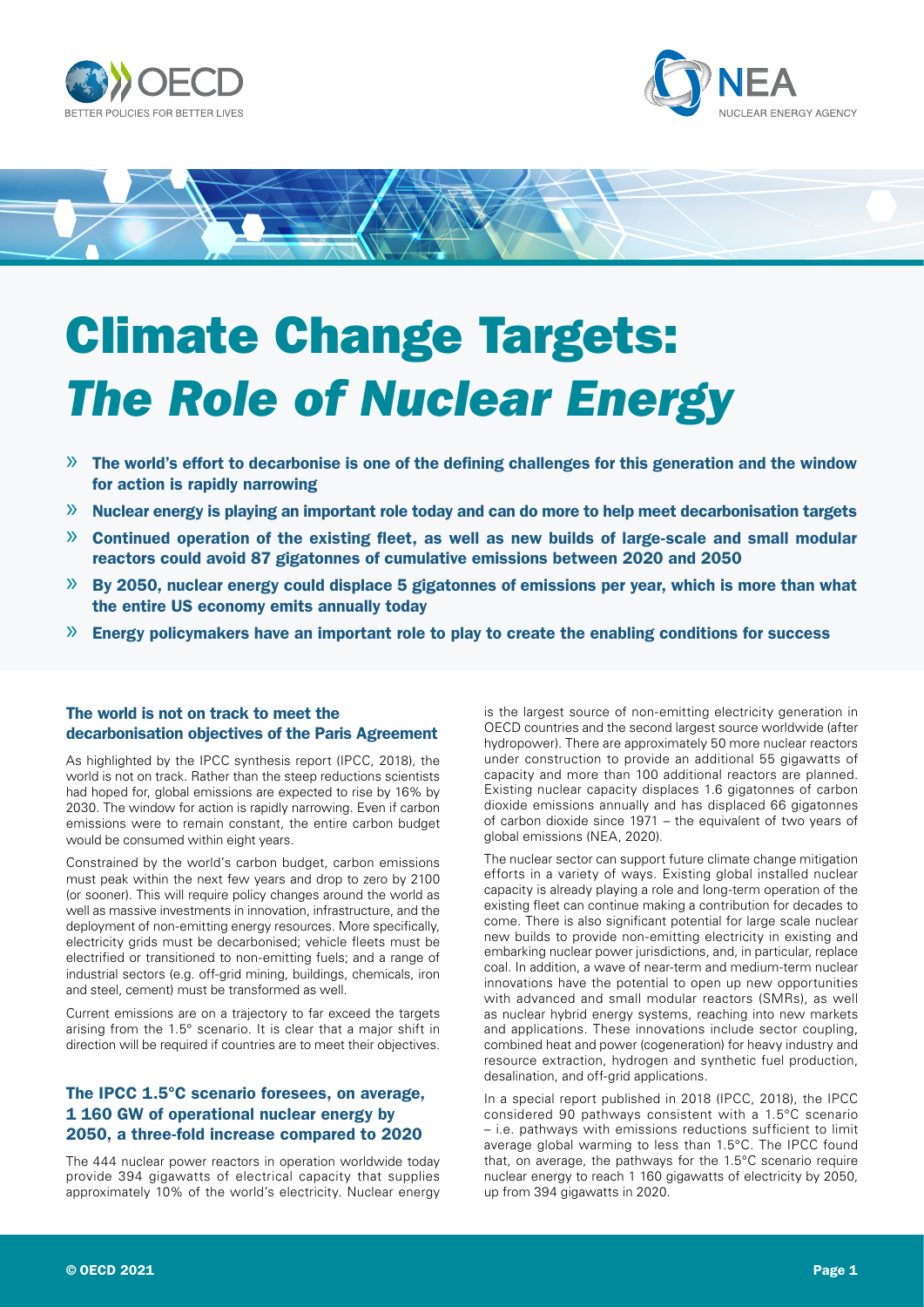# Climate Change Targets: *The Role of Nuclear Energy*

- » **The world's effort to decarbonise is one of the defining challenges for this generation and the window for action is rapidly narrowing**
- » **Nuclear energy is playing an important role today and can do more to help meet decarbonisation targets**
- » **Continued operation of the existing fleet, as well as new builds of large-scale and small modular reactors could avoid 87 gigatonnes of cumulative emissions between 2020 and 2050**
- » **By 2050, nuclear energy could displace 5 gigatonnes of emissions per year, which is more than what the entire US economy emits annually today**
- » **Energy policymakers have an important role to play to create the enabling conditions for success**

### The world is not on track to meet the decarbonisation objectives of the Paris Agreement

As highlighted by the IPCC synthesis report (IPCC, 2018), the world is not on track. Rather than the steep reductions scientists had hoped for, global emissions are expected to rise by 16% by 2030. The window for action is rapidly narrowing. Even if carbon emissions were to remain constant, the entire carbon budget would be consumed within eight years.

Constrained by the world's carbon budget, carbon emissions must peak within the next few years and drop to zero by 2100 (or sooner). This will require policy changes around the world as well as massive investments in innovation, infrastructure, and the deployment of non-emitting energy resources. More specifically, electricity grids must be decarbonised; vehicle fleets must be electrified or transitioned to non-emitting fuels; and a range of industrial sectors (e.g. off-grid mining, buildings, chemicals, iron and steel, cement) must be transformed as well.

Current emissions are on a trajectory to far exceed the targets arising from the 1.5° scenario. It is clear that a major shift in direction will be required if countries are to meet their objectives.

### The IPCC 1.5°C scenario foresees, on average, 1 160 GW of operational nuclear energy by 2050, a three-fold increase compared to 2020

The 444 nuclear power reactors in operation worldwide today provide 394 gigawatts of electrical capacity that supplies approximately 10% of the world's electricity. Nuclear energy is the largest source of non-emitting electricity generation in OECD countries and the second largest source worldwide (after hydropower). There are approximately 50 more nuclear reactors under construction to provide an additional 55 gigawatts of capacity and more than 100 additional reactors are planned. Existing nuclear capacity displaces 1.6 gigatonnes of carbon dioxide emissions annually and has displaced 66 gigatonnes of carbon dioxide since 1971 – the equivalent of two years of global emissions (NEA, 2020).

The nuclear sector can support future climate change mitigation efforts in a variety of ways. Existing global installed nuclear capacity is already playing a role and long-term operation of the existing fleet can continue making a contribution for decades to come. There is also significant potential for large scale nuclear new builds to provide non-emitting electricity in existing and embarking nuclear power jurisdictions, and, in particular, replace coal. In addition, a wave of near-term and medium-term nuclear innovations have the potential to open up new opportunities with advanced and small modular reactors (SMRs), as well as nuclear hybrid energy systems, reaching into new markets and applications. These innovations include sector coupling, combined heat and power (cogeneration) for heavy industry and resource extraction, hydrogen and synthetic fuel production, desalination, and off-grid applications.

In a special report published in 2018 (IPCC, 2018), the IPCC considered 90 pathways consistent with a 1.5°C scenario – i.e. pathways with emissions reductions sufficient to limit average global warming to less than 1.5°C. The IPCC found that, on average, the pathways for the 1.5°C scenario require nuclear energy to reach 1 160 gigawatts of electricity by 2050, up from 394 gigawatts in 2020.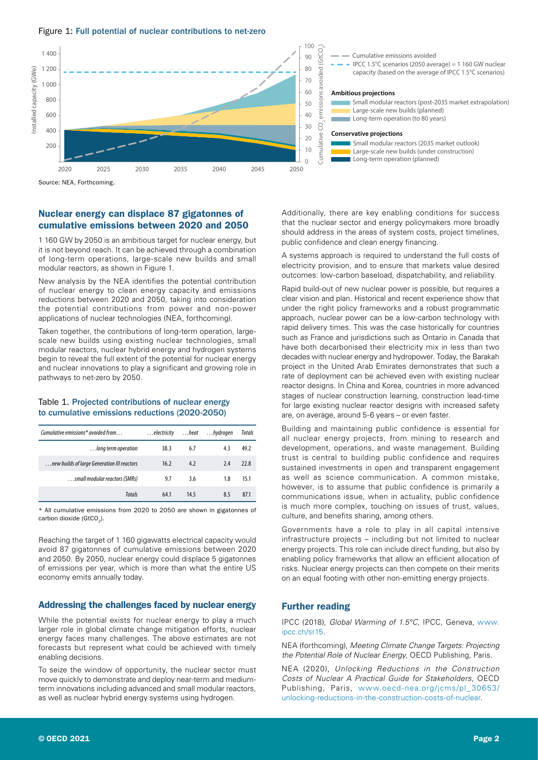Figure 1: **Full potential of nuclear contributions to net-zero**

Installed capacity (GWe)
1 400
1 200
1 000
800
600
400
200
2020 2025 2030 2035 2040 2045 2050

Cumulative $CO_2$ emissions avoided ($GtCO_2$)
100
90
80
70
60
50
40
30
20
10
0

Cumulative emissions avoided
IPCC 1.5°C scenarios (2050 average) = 1 160 GW nuclear capacity (based on the average of IPCC 1.5°C scenarios)

**Ambitious projections**
Small modular reactors (post-2035 market extrapolation)
Large-scale new builds (planned)
Long-term operation (to 80 years)

**Conservative projections**
Small modular reactors (2035 market outlook)
Large-scale new builds (under construction)
Long-term operation (planned)

Source: NEA, Forthcoming.

## Nuclear energy can displace 87 gigatonnes of cumulative emissions between 2020 and 2050

1 160 GW by 2050 is an ambitious target for nuclear energy, but it is not beyond reach. It can be achieved through a combination of long-term operations, large-scale new builds and small modular reactors, as shown in Figure 1.

New analysis by the NEA identifies the potential contribution of nuclear energy to clean energy capacity and emissions reductions between 2020 and 2050, taking into consideration the potential contributions from power and non-power applications of nuclear technologies (NEA, forthcoming).

Taken together, the contributions of long-term operation, large-scale new builds using existing nuclear technologies, small modular reactors, nuclear hybrid energy and hydrogen systems begin to reveal the full extent of the potential for nuclear energy and nuclear innovations to play a significant and growing role in pathways to net-zero by 2050.

Table 1. **Projected contributions of nuclear energy to cumulative emissions reductions (2020-2050)**

| *Cumulative emissions\* avoided from…* | *…electricity* | *…heat* | *…hydrogen* | *Totals* |
|---|---|---|---|---|
| *…long term operation* | 38.3 | 6.7 | 4.3 | 49.2 |
| *…new builds of large Generation III reactors* | 16.2 | 4.2 | 2.4 | 22.8 |
| *…small modular reactors (SMRs)* | 9.7 | 3.6 | 1.8 | 15.1 |
| *Totals* | 64.1 | 14.5 | 8.5 | 87.1 |

\* All cumulative emissions from 2020 to 2050 are shown in gigatonnes of carbon dioxide ($GtCO_2$).

Reaching the target of 1 160 gigawatts electrical capacity would avoid 87 gigatonnes of cumulative emissions between 2020 and 2050. By 2050, nuclear energy could displace 5 gigatonnes of emissions per year, which is more than what the entire US economy emits annually today.

## Addressing the challenges faced by nuclear energy

While the potential exists for nuclear energy to play a much larger role in global climate change mitigation efforts, nuclear energy faces many challenges. The above estimates are not forecasts but represent what could be achieved with timely enabling decisions.

To seize the window of opportunity, the nuclear sector must move quickly to demonstrate and deploy near-term and medium-term innovations including advanced and small modular reactors, as well as nuclear hybrid energy systems using hydrogen.

Additionally, there are key enabling conditions for success that the nuclear sector and energy policymakers more broadly should address in the areas of system costs, project timelines, public confidence and clean energy financing.

A systems approach is required to understand the full costs of electricity provision, and to ensure that markets value desired outcomes: low-carbon baseload, dispatchability, and reliability.

Rapid build-out of new nuclear power is possible, but requires a clear vision and plan. Historical and recent experience show that under the right policy frameworks and a robust programmatic approach, nuclear power can be a low-carbon technology with rapid delivery times. This was the case historically for countries such as France and jurisdictions such as Ontario in Canada that have both decarbonised their electricity mix in less than two decades with nuclear energy and hydropower. Today, the Barakah project in the United Arab Emirates demonstrates that such a rate of deployment can be achieved even with existing nuclear reactor designs. In China and Korea, countries in more advanced stages of nuclear construction learning, construction lead-time for large existing nuclear reactor designs with increased safety are, on average, around 5-6 years – or even faster.

Building and maintaining public confidence is essential for all nuclear energy projects, from mining to research and development, operations, and waste management. Building trust is central to building public confidence and requires sustained investments in open and transparent engagement as well as science communication. A common mistake, however, is to assume that public confidence is primarily a communications issue, when in actuality, public confidence is much more complex, touching on issues of trust, values, culture, and benefits sharing, among others.

Governments have a role to play in all capital intensive infrastructure projects – including but not limited to nuclear energy projects. This role can include direct funding, but also by enabling policy frameworks that allow an efficient allocation of risks. Nuclear energy projects can then compete on their merits on an equal footing with other non-emitting energy projects.

## Further reading

IPCC (2018), *Global Warming of 1.5°C*, IPCC, Geneva, www.ipcc.ch/sr15.

NEA (forthcoming), *Meeting Climate Change Targets: Projecting the Potential Role of Nuclear Energy*, OECD Publishing, Paris.

NEA (2020), *Unlocking Reductions in the Construction Costs of Nuclear A Practical Guide for Stakeholders*, OECD Publishing, Paris, www.oecd-nea.org/jcms/pl_30653/unlocking-reductions-in-the-construction-costs-of-nuclear.

© OECD 2021